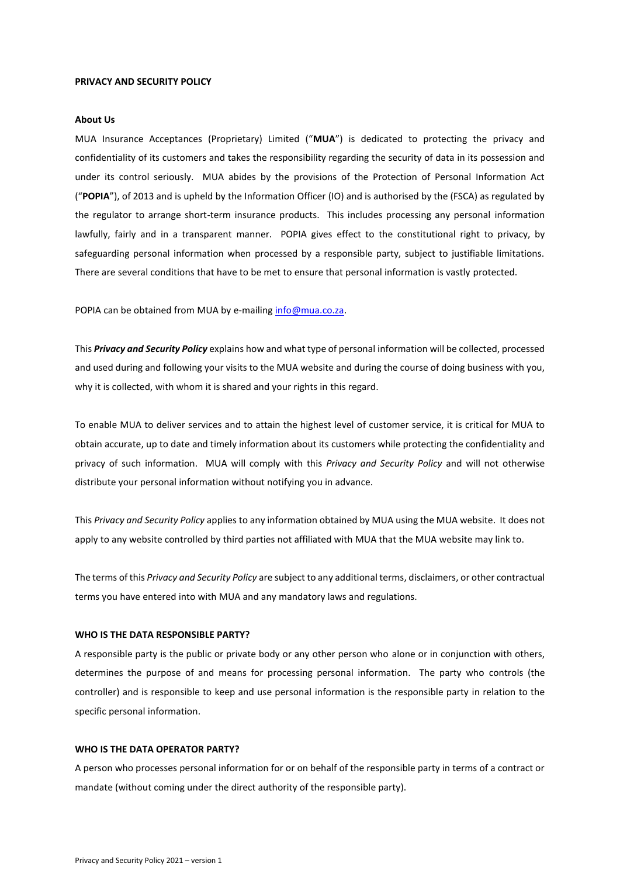**PRIVACY AND SECURITY POLICY**

**About Us**

MUA Insurance Acceptances (Proprietary) Limited ("**MUA**") is dedicated to protecting the privacy and confidentiality of its customers and takes the responsibility regarding the security of data in its possession and under its control seriously. MUA abides by the provisions of the Protection of Personal Information Act ("**POPIA**"), of 2013 and is upheld by the Information Officer (IO) and is authorised by the (FSCA) as regulated by the regulator to arrange short-term insurance products. This includes processing any personal information lawfully, fairly and in a transparent manner. POPIA gives effect to the constitutional right to privacy, by safeguarding personal information when processed by a responsible party, subject to justifiable limitations. There are several conditions that have to be met to ensure that personal information is vastly protected.

POPIA can be obtained from MUA by e-mailing info@mua.co.za.

This ***Privacy and Security Policy*** explains how and what type of personal information will be collected, processed and used during and following your visits to the MUA website and during the course of doing business with you, why it is collected, with whom it is shared and your rights in this regard.

To enable MUA to deliver services and to attain the highest level of customer service, it is critical for MUA to obtain accurate, up to date and timely information about its customers while protecting the confidentiality and privacy of such information. MUA will comply with this *Privacy and Security Policy* and will not otherwise distribute your personal information without notifying you in advance.

This *Privacy and Security Policy* applies to any information obtained by MUA using the MUA website. It does not apply to any website controlled by third parties not affiliated with MUA that the MUA website may link to.

The terms of this *Privacy and Security Policy* are subject to any additional terms, disclaimers, or other contractual terms you have entered into with MUA and any mandatory laws and regulations.

**WHO IS THE DATA RESPONSIBLE PARTY?**

A responsible party is the public or private body or any other person who alone or in conjunction with others, determines the purpose of and means for processing personal information. The party who controls (the controller) and is responsible to keep and use personal information is the responsible party in relation to the specific personal information.

**WHO IS THE DATA OPERATOR PARTY?**

A person who processes personal information for or on behalf of the responsible party in terms of a contract or mandate (without coming under the direct authority of the responsible party).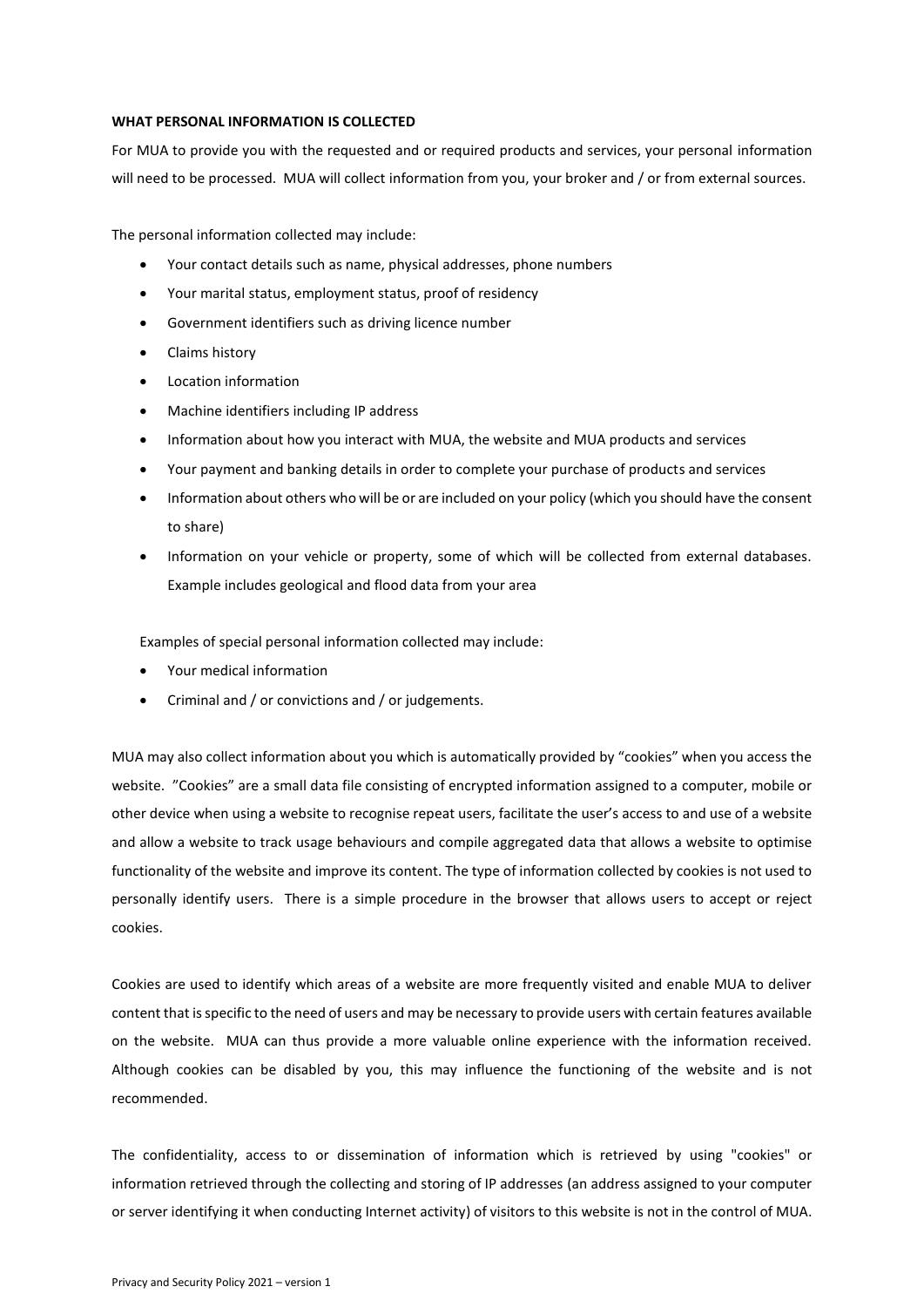**WHAT PERSONAL INFORMATION IS COLLECTED**

For MUA to provide you with the requested and or required products and services, your personal information will need to be processed. MUA will collect information from you, your broker and / or from external sources.

The personal information collected may include:

- Your contact details such as name, physical addresses, phone numbers
- Your marital status, employment status, proof of residency
- Government identifiers such as driving licence number
- Claims history
- Location information
- Machine identifiers including IP address
- Information about how you interact with MUA, the website and MUA products and services
- Your payment and banking details in order to complete your purchase of products and services
- Information about others who will be or are included on your policy (which you should have the consent to share)
- Information on your vehicle or property, some of which will be collected from external databases. Example includes geological and flood data from your area

Examples of special personal information collected may include:

- Your medical information
- Criminal and / or convictions and / or judgements.

MUA may also collect information about you which is automatically provided by "cookies" when you access the website. "Cookies" are a small data file consisting of encrypted information assigned to a computer, mobile or other device when using a website to recognise repeat users, facilitate the user's access to and use of a website and allow a website to track usage behaviours and compile aggregated data that allows a website to optimise functionality of the website and improve its content. The type of information collected by cookies is not used to personally identify users. There is a simple procedure in the browser that allows users to accept or reject cookies.

Cookies are used to identify which areas of a website are more frequently visited and enable MUA to deliver content that is specific to the need of users and may be necessary to provide users with certain features available on the website. MUA can thus provide a more valuable online experience with the information received. Although cookies can be disabled by you, this may influence the functioning of the website and is not recommended.

The confidentiality, access to or dissemination of information which is retrieved by using "cookies" or information retrieved through the collecting and storing of IP addresses (an address assigned to your computer or server identifying it when conducting Internet activity) of visitors to this website is not in the control of MUA.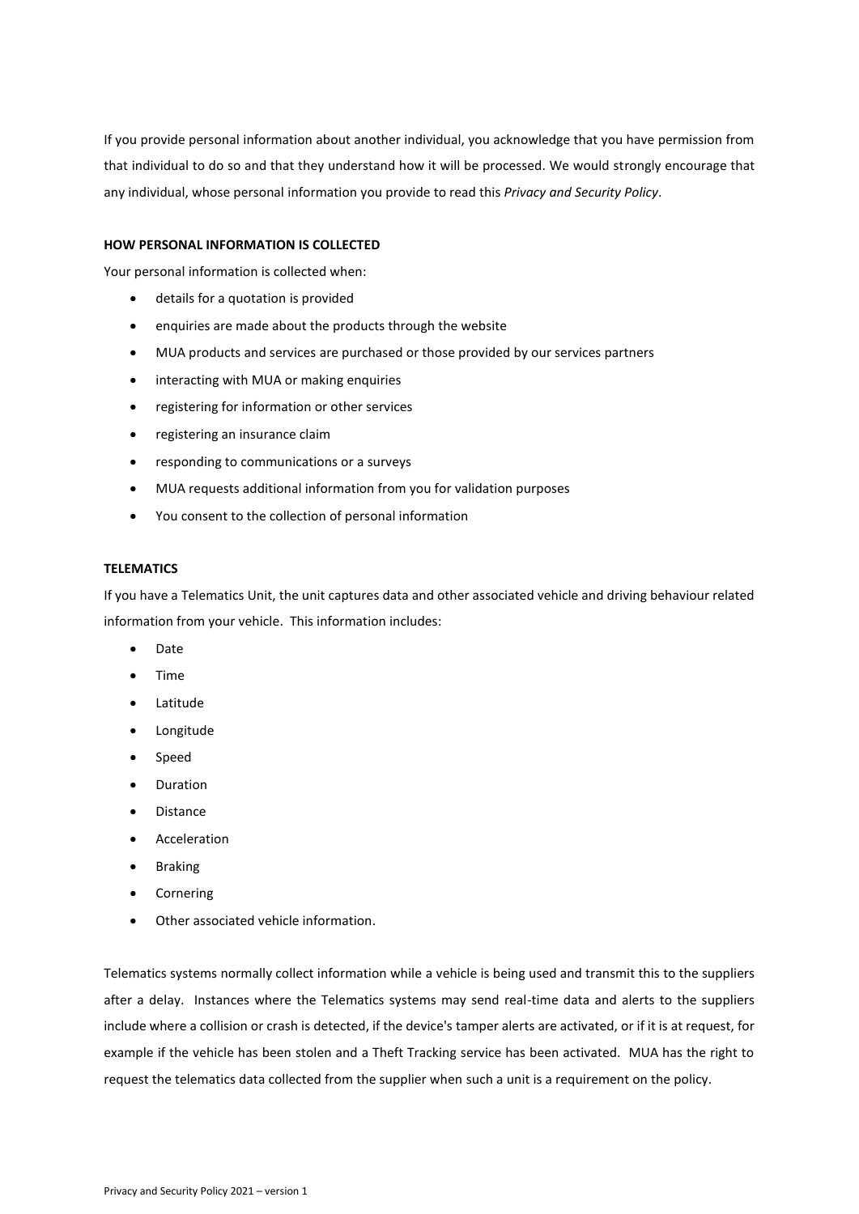If you provide personal information about another individual, you acknowledge that you have permission from that individual to do so and that they understand how it will be processed. We would strongly encourage that any individual, whose personal information you provide to read this *Privacy and Security Policy*.

**HOW PERSONAL INFORMATION IS COLLECTED**

Your personal information is collected when:

- details for a quotation is provided
- enquiries are made about the products through the website
- MUA products and services are purchased or those provided by our services partners
- interacting with MUA or making enquiries
- registering for information or other services
- registering an insurance claim
- responding to communications or a surveys
- MUA requests additional information from you for validation purposes
- You consent to the collection of personal information

**TELEMATICS**

If you have a Telematics Unit, the unit captures data and other associated vehicle and driving behaviour related information from your vehicle. This information includes:

- Date
- Time
- Latitude
- Longitude
- Speed
- Duration
- Distance
- Acceleration
- Braking
- Cornering
- Other associated vehicle information.

Telematics systems normally collect information while a vehicle is being used and transmit this to the suppliers after a delay. Instances where the Telematics systems may send real-time data and alerts to the suppliers include where a collision or crash is detected, if the device's tamper alerts are activated, or if it is at request, for example if the vehicle has been stolen and a Theft Tracking service has been activated. MUA has the right to request the telematics data collected from the supplier when such a unit is a requirement on the policy.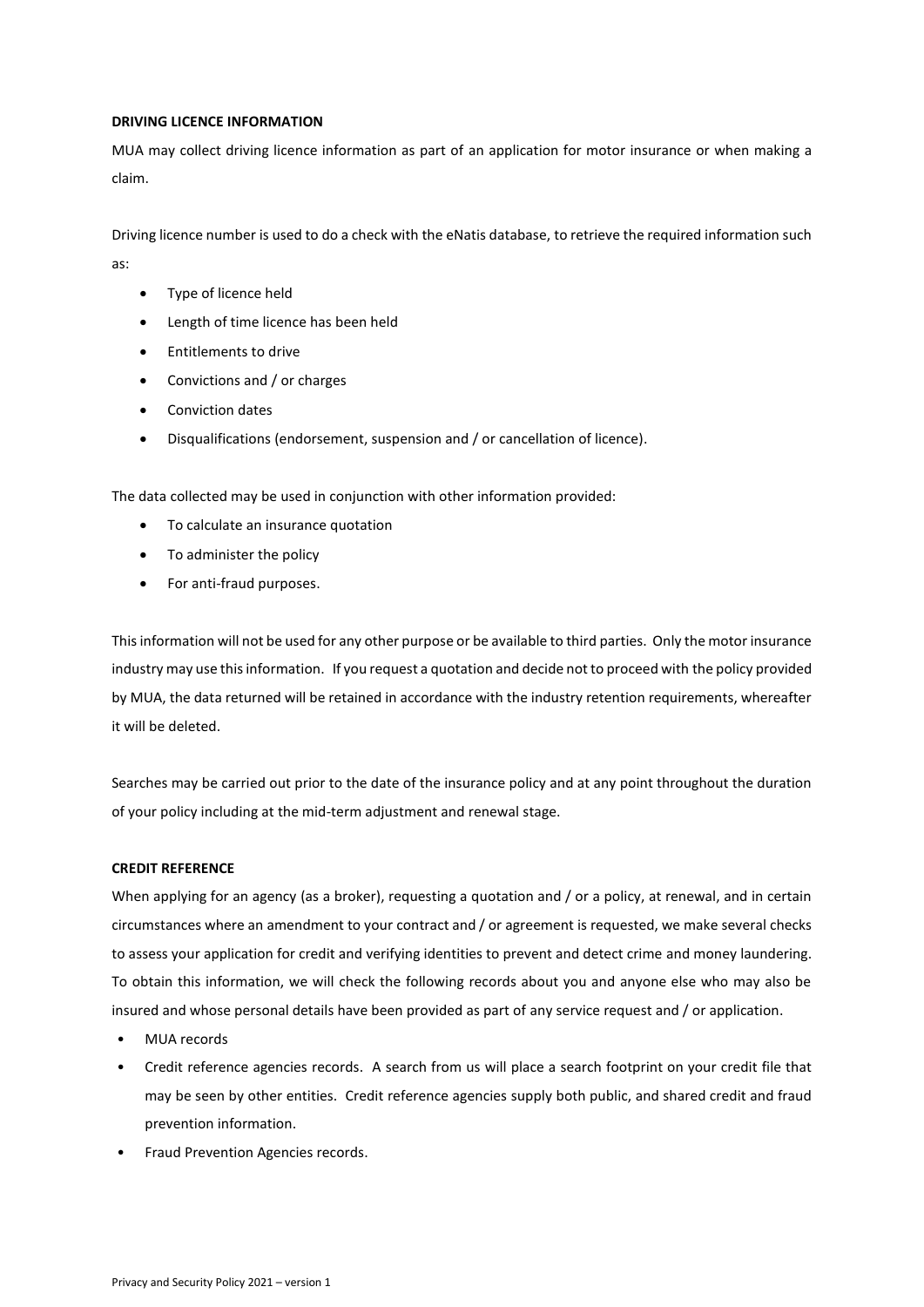**DRIVING LICENCE INFORMATION**

MUA may collect driving licence information as part of an application for motor insurance or when making a claim.

Driving licence number is used to do a check with the eNatis database, to retrieve the required information such as:

- Type of licence held
- Length of time licence has been held
- Entitlements to drive
- Convictions and / or charges
- Conviction dates
- Disqualifications (endorsement, suspension and / or cancellation of licence).

The data collected may be used in conjunction with other information provided:

- To calculate an insurance quotation
- To administer the policy
- For anti-fraud purposes.

This information will not be used for any other purpose or be available to third parties. Only the motor insurance industry may use this information. If you request a quotation and decide not to proceed with the policy provided by MUA, the data returned will be retained in accordance with the industry retention requirements, whereafter it will be deleted.

Searches may be carried out prior to the date of the insurance policy and at any point throughout the duration of your policy including at the mid-term adjustment and renewal stage.

**CREDIT REFERENCE**

When applying for an agency (as a broker), requesting a quotation and / or a policy, at renewal, and in certain circumstances where an amendment to your contract and / or agreement is requested, we make several checks to assess your application for credit and verifying identities to prevent and detect crime and money laundering. To obtain this information, we will check the following records about you and anyone else who may also be insured and whose personal details have been provided as part of any service request and / or application.

- MUA records
- Credit reference agencies records. A search from us will place a search footprint on your credit file that may be seen by other entities. Credit reference agencies supply both public, and shared credit and fraud prevention information.
- Fraud Prevention Agencies records.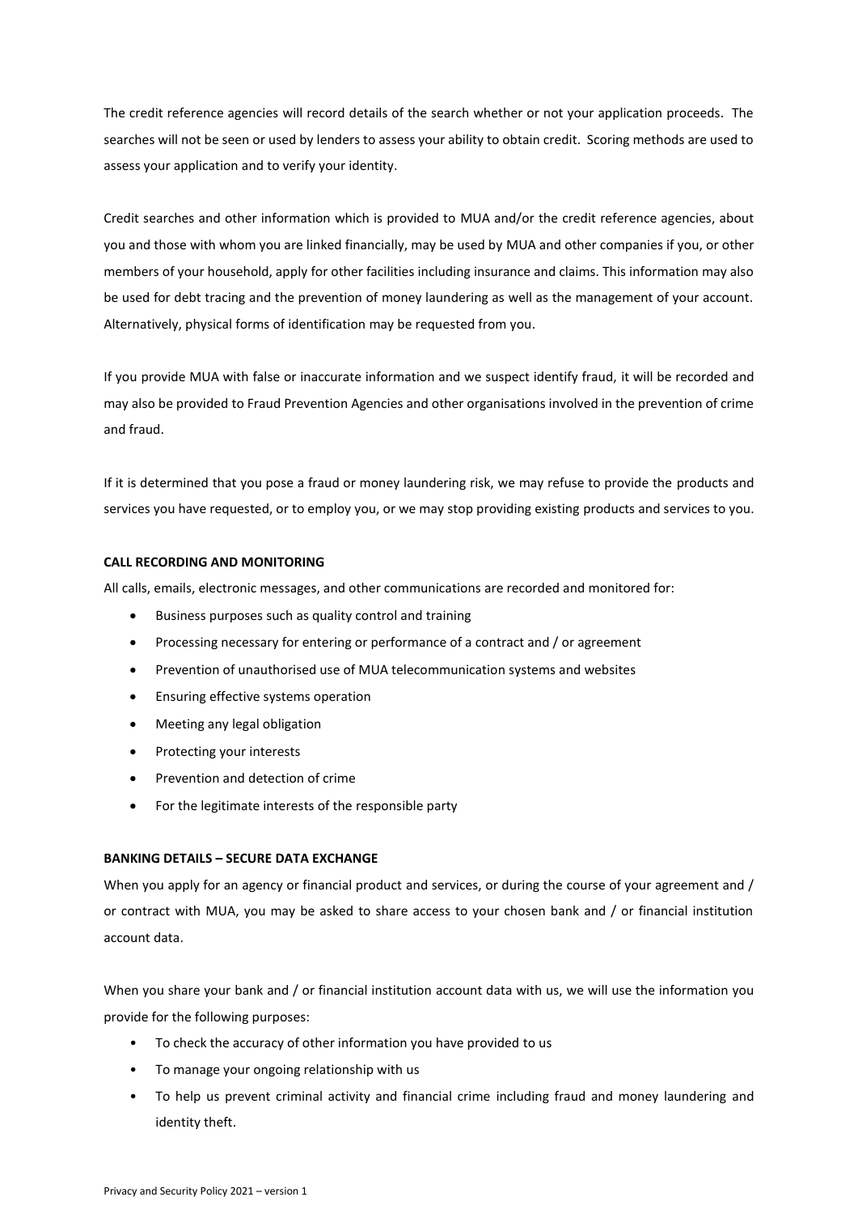The credit reference agencies will record details of the search whether or not your application proceeds. The searches will not be seen or used by lenders to assess your ability to obtain credit. Scoring methods are used to assess your application and to verify your identity.

Credit searches and other information which is provided to MUA and/or the credit reference agencies, about you and those with whom you are linked financially, may be used by MUA and other companies if you, or other members of your household, apply for other facilities including insurance and claims. This information may also be used for debt tracing and the prevention of money laundering as well as the management of your account. Alternatively, physical forms of identification may be requested from you.

If you provide MUA with false or inaccurate information and we suspect identify fraud, it will be recorded and may also be provided to Fraud Prevention Agencies and other organisations involved in the prevention of crime and fraud.

If it is determined that you pose a fraud or money laundering risk, we may refuse to provide the products and services you have requested, or to employ you, or we may stop providing existing products and services to you.

**CALL RECORDING AND MONITORING**

All calls, emails, electronic messages, and other communications are recorded and monitored for:

- Business purposes such as quality control and training
- Processing necessary for entering or performance of a contract and / or agreement
- Prevention of unauthorised use of MUA telecommunication systems and websites
- Ensuring effective systems operation
- Meeting any legal obligation
- Protecting your interests
- Prevention and detection of crime
- For the legitimate interests of the responsible party

**BANKING DETAILS – SECURE DATA EXCHANGE**

When you apply for an agency or financial product and services, or during the course of your agreement and / or contract with MUA, you may be asked to share access to your chosen bank and / or financial institution account data.

When you share your bank and / or financial institution account data with us, we will use the information you provide for the following purposes:

- To check the accuracy of other information you have provided to us
- To manage your ongoing relationship with us
- To help us prevent criminal activity and financial crime including fraud and money laundering and identity theft.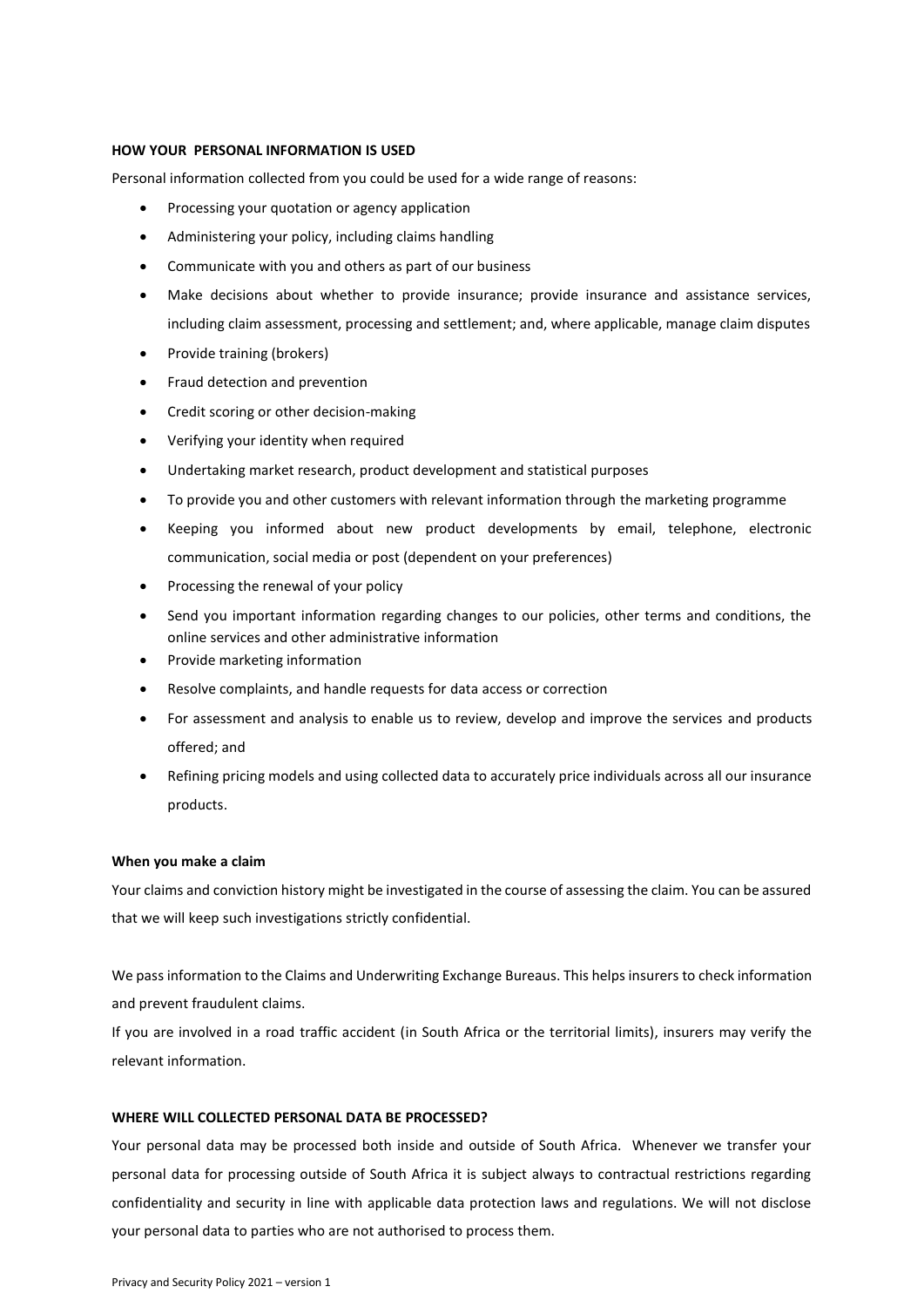**HOW YOUR PERSONAL INFORMATION IS USED**

Personal information collected from you could be used for a wide range of reasons:

- Processing your quotation or agency application
- Administering your policy, including claims handling
- Communicate with you and others as part of our business
- Make decisions about whether to provide insurance; provide insurance and assistance services, including claim assessment, processing and settlement; and, where applicable, manage claim disputes
- Provide training (brokers)
- Fraud detection and prevention
- Credit scoring or other decision-making
- Verifying your identity when required
- Undertaking market research, product development and statistical purposes
- To provide you and other customers with relevant information through the marketing programme
- Keeping you informed about new product developments by email, telephone, electronic communication, social media or post (dependent on your preferences)
- Processing the renewal of your policy
- Send you important information regarding changes to our policies, other terms and conditions, the online services and other administrative information
- Provide marketing information
- Resolve complaints, and handle requests for data access or correction
- For assessment and analysis to enable us to review, develop and improve the services and products offered; and
- Refining pricing models and using collected data to accurately price individuals across all our insurance products.

**When you make a claim**

Your claims and conviction history might be investigated in the course of assessing the claim. You can be assured that we will keep such investigations strictly confidential.

We pass information to the Claims and Underwriting Exchange Bureaus. This helps insurers to check information and prevent fraudulent claims.

If you are involved in a road traffic accident (in South Africa or the territorial limits), insurers may verify the relevant information.

**WHERE WILL COLLECTED PERSONAL DATA BE PROCESSED?**

Your personal data may be processed both inside and outside of South Africa. Whenever we transfer your personal data for processing outside of South Africa it is subject always to contractual restrictions regarding confidentiality and security in line with applicable data protection laws and regulations. We will not disclose your personal data to parties who are not authorised to process them.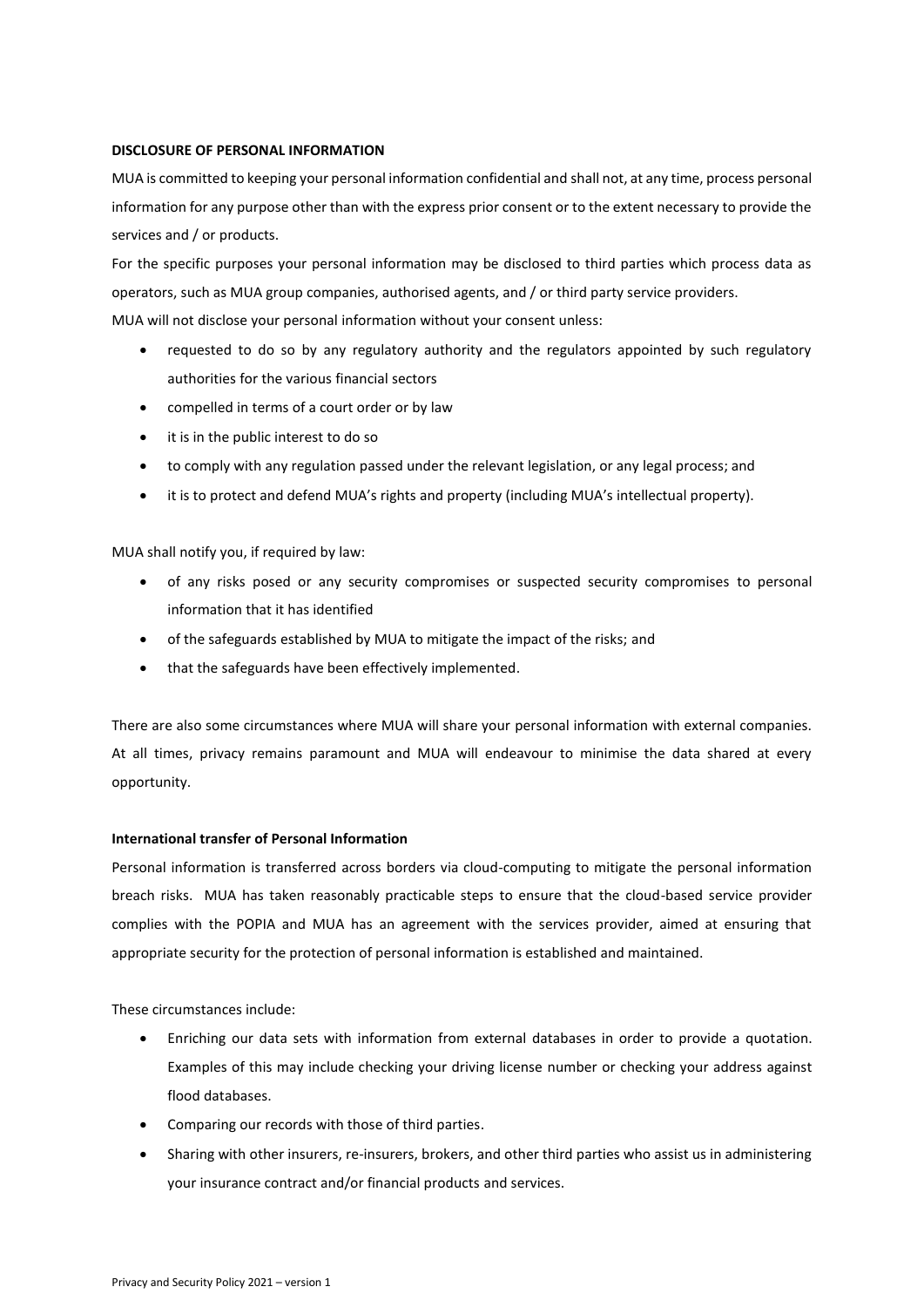**DISCLOSURE OF PERSONAL INFORMATION**

MUA is committed to keeping your personal information confidential and shall not, at any time, process personal information for any purpose other than with the express prior consent or to the extent necessary to provide the services and / or products.

For the specific purposes your personal information may be disclosed to third parties which process data as operators, such as MUA group companies, authorised agents, and / or third party service providers.

MUA will not disclose your personal information without your consent unless:

- requested to do so by any regulatory authority and the regulators appointed by such regulatory authorities for the various financial sectors
- compelled in terms of a court order or by law
- it is in the public interest to do so
- to comply with any regulation passed under the relevant legislation, or any legal process; and
- it is to protect and defend MUA's rights and property (including MUA's intellectual property).

MUA shall notify you, if required by law:

- of any risks posed or any security compromises or suspected security compromises to personal information that it has identified
- of the safeguards established by MUA to mitigate the impact of the risks; and
- that the safeguards have been effectively implemented.

There are also some circumstances where MUA will share your personal information with external companies. At all times, privacy remains paramount and MUA will endeavour to minimise the data shared at every opportunity.

**International transfer of Personal Information**

Personal information is transferred across borders via cloud-computing to mitigate the personal information breach risks. MUA has taken reasonably practicable steps to ensure that the cloud-based service provider complies with the POPIA and MUA has an agreement with the services provider, aimed at ensuring that appropriate security for the protection of personal information is established and maintained.

These circumstances include:

- Enriching our data sets with information from external databases in order to provide a quotation. Examples of this may include checking your driving license number or checking your address against flood databases.
- Comparing our records with those of third parties.
- Sharing with other insurers, re-insurers, brokers, and other third parties who assist us in administering your insurance contract and/or financial products and services.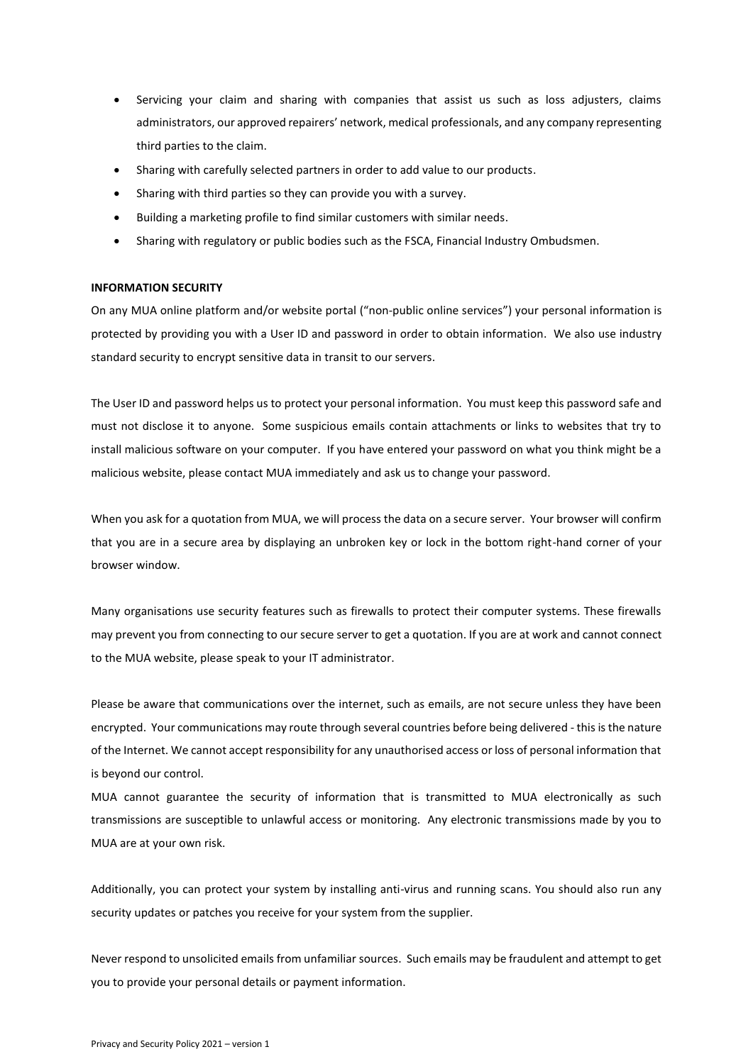- Servicing your claim and sharing with companies that assist us such as loss adjusters, claims administrators, our approved repairers' network, medical professionals, and any company representing third parties to the claim.
- Sharing with carefully selected partners in order to add value to our products.
- Sharing with third parties so they can provide you with a survey.
- Building a marketing profile to find similar customers with similar needs.
- Sharing with regulatory or public bodies such as the FSCA, Financial Industry Ombudsmen.

**INFORMATION SECURITY**

On any MUA online platform and/or website portal ("non-public online services") your personal information is protected by providing you with a User ID and password in order to obtain information. We also use industry standard security to encrypt sensitive data in transit to our servers.

The User ID and password helps us to protect your personal information. You must keep this password safe and must not disclose it to anyone. Some suspicious emails contain attachments or links to websites that try to install malicious software on your computer. If you have entered your password on what you think might be a malicious website, please contact MUA immediately and ask us to change your password.

When you ask for a quotation from MUA, we will process the data on a secure server. Your browser will confirm that you are in a secure area by displaying an unbroken key or lock in the bottom right-hand corner of your browser window.

Many organisations use security features such as firewalls to protect their computer systems. These firewalls may prevent you from connecting to our secure server to get a quotation. If you are at work and cannot connect to the MUA website, please speak to your IT administrator.

Please be aware that communications over the internet, such as emails, are not secure unless they have been encrypted. Your communications may route through several countries before being delivered - this is the nature of the Internet. We cannot accept responsibility for any unauthorised access or loss of personal information that is beyond our control.

MUA cannot guarantee the security of information that is transmitted to MUA electronically as such transmissions are susceptible to unlawful access or monitoring. Any electronic transmissions made by you to MUA are at your own risk.

Additionally, you can protect your system by installing anti-virus and running scans. You should also run any security updates or patches you receive for your system from the supplier.

Never respond to unsolicited emails from unfamiliar sources. Such emails may be fraudulent and attempt to get you to provide your personal details or payment information.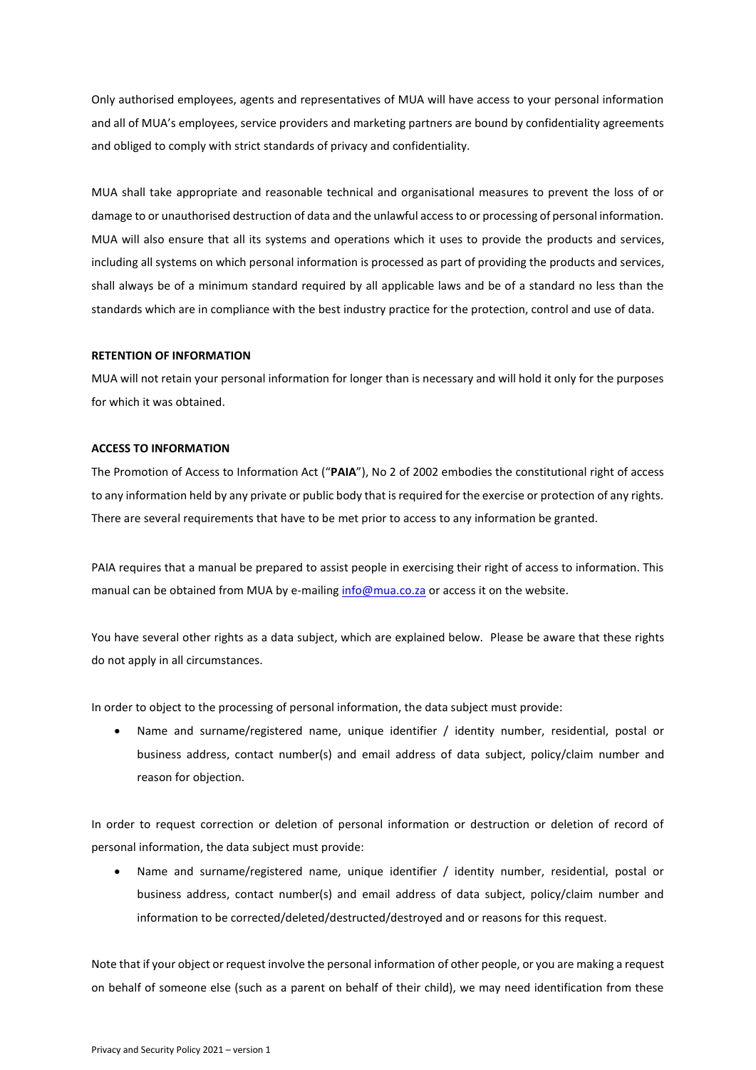Only authorised employees, agents and representatives of MUA will have access to your personal information and all of MUA's employees, service providers and marketing partners are bound by confidentiality agreements and obliged to comply with strict standards of privacy and confidentiality.

MUA shall take appropriate and reasonable technical and organisational measures to prevent the loss of or damage to or unauthorised destruction of data and the unlawful access to or processing of personal information. MUA will also ensure that all its systems and operations which it uses to provide the products and services, including all systems on which personal information is processed as part of providing the products and services, shall always be of a minimum standard required by all applicable laws and be of a standard no less than the standards which are in compliance with the best industry practice for the protection, control and use of data.

**RETENTION OF INFORMATION**

MUA will not retain your personal information for longer than is necessary and will hold it only for the purposes for which it was obtained.

**ACCESS TO INFORMATION**

The Promotion of Access to Information Act ("**PAIA**"), No 2 of 2002 embodies the constitutional right of access to any information held by any private or public body that is required for the exercise or protection of any rights. There are several requirements that have to be met prior to access to any information be granted.

PAIA requires that a manual be prepared to assist people in exercising their right of access to information. This manual can be obtained from MUA by e-mailing [info@mua.co.za](mailto:info@mua.co.za) or access it on the website.

You have several other rights as a data subject, which are explained below. Please be aware that these rights do not apply in all circumstances.

In order to object to the processing of personal information, the data subject must provide:

- Name and surname/registered name, unique identifier / identity number, residential, postal or business address, contact number(s) and email address of data subject, policy/claim number and reason for objection.

In order to request correction or deletion of personal information or destruction or deletion of record of personal information, the data subject must provide:

- Name and surname/registered name, unique identifier / identity number, residential, postal or business address, contact number(s) and email address of data subject, policy/claim number and information to be corrected/deleted/destructed/destroyed and or reasons for this request.

Note that if your object or request involve the personal information of other people, or you are making a request on behalf of someone else (such as a parent on behalf of their child), we may need identification from these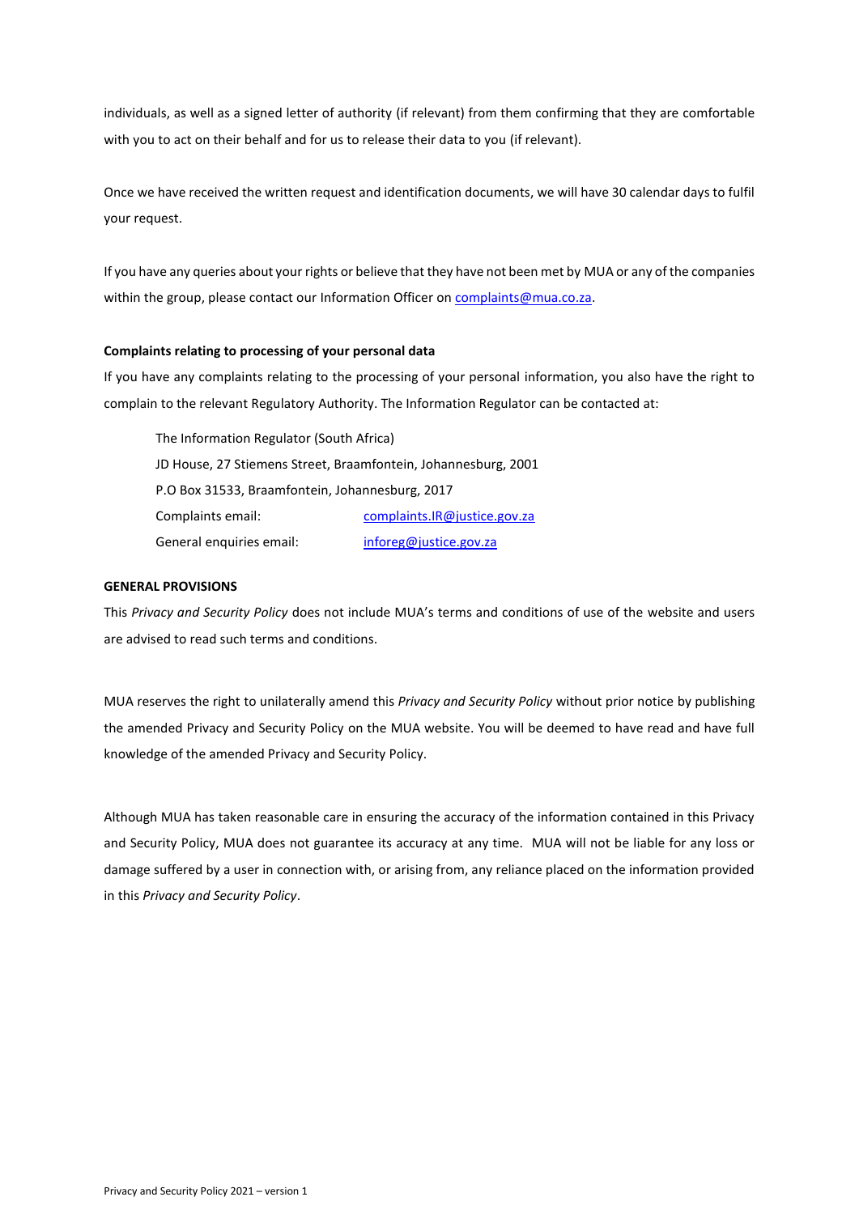individuals, as well as a signed letter of authority (if relevant) from them confirming that they are comfortable with you to act on their behalf and for us to release their data to you (if relevant).

Once we have received the written request and identification documents, we will have 30 calendar days to fulfil your request.

If you have any queries about your rights or believe that they have not been met by MUA or any of the companies within the group, please contact our Information Officer on complaints@mua.co.za.

**Complaints relating to processing of your personal data**

If you have any complaints relating to the processing of your personal information, you also have the right to complain to the relevant Regulatory Authority. The Information Regulator can be contacted at:

> The Information Regulator (South Africa)
> JD House, 27 Stiemens Street, Braamfontein, Johannesburg, 2001
> P.O Box 31533, Braamfontein, Johannesburg, 2017
> Complaints email: complaints.IR@justice.gov.za
> General enquiries email: inforeg@justice.gov.za

**GENERAL PROVISIONS**

This *Privacy and Security Policy* does not include MUA's terms and conditions of use of the website and users are advised to read such terms and conditions.

MUA reserves the right to unilaterally amend this *Privacy and Security Policy* without prior notice by publishing the amended Privacy and Security Policy on the MUA website. You will be deemed to have read and have full knowledge of the amended Privacy and Security Policy.

Although MUA has taken reasonable care in ensuring the accuracy of the information contained in this Privacy and Security Policy, MUA does not guarantee its accuracy at any time. MUA will not be liable for any loss or damage suffered by a user in connection with, or arising from, any reliance placed on the information provided in this *Privacy and Security Policy*.